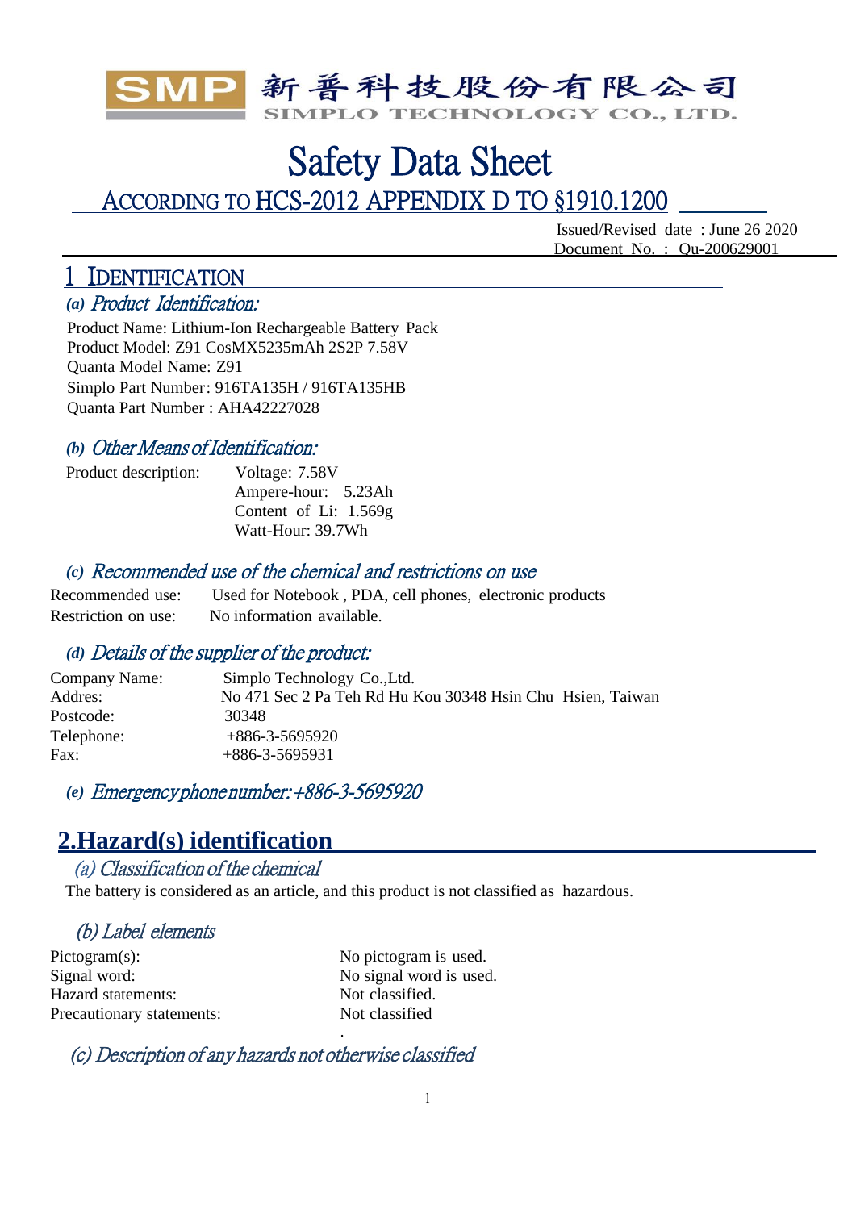SMP 新普科技股份有限公司
SIMPLO TECHNOLOGY CO., LTD.

# Safety Data Sheet

## ACCORDING TO HCS-2012 APPENDIX D TO §1910.1200

Issued/Revised date : June 26 2020
Document No. : Qu-200629001

## 1 IDENTIFICATION

### *(a) Product Identification:*

Product Name: Lithium-Ion Rechargeable Battery Pack
Product Model: Z91 CosMX5235mAh 2S2P 7.58V
Quanta Model Name: Z91
Simplo Part Number: 916TA135H / 916TA135HB
Quanta Part Number : AHA42227028

### *(b) Other Means of Identification:*

Product description: Voltage: 7.58V
Ampere-hour: 5.23Ah
Content of Li: 1.569g
Watt-Hour: 39.7Wh

### *(c) Recommended use of the chemical and restrictions on use*

Recommended use: Used for Notebook , PDA, cell phones, electronic products
Restriction on use: No information available.

### *(d) Details of the supplier of the product:*

| | |
|---|---|
| Company Name: | Simplo Technology Co.,Ltd. |
| Addres: | No 471 Sec 2 Pa Teh Rd Hu Kou 30348 Hsin Chu Hsien, Taiwan |
| Postcode: | 30348 |
| Telephone: | +886-3-5695920 |
| Fax: | +886-3-5695931 |

### *(e) Emergency phone number: +886-3-5695920*

## 2.Hazard(s) identification

### *(a) Classification of the chemical*

The battery is considered as an article, and this product is not classified as hazardous.

### *(b) Label elements*

| | |
|---|---|
| Pictogram(s): | No pictogram is used. |
| Signal word: | No signal word is used. |
| Hazard statements: | Not classified. |
| Precautionary statements: | Not classified |

### *(c) Description of any hazards not otherwise classified*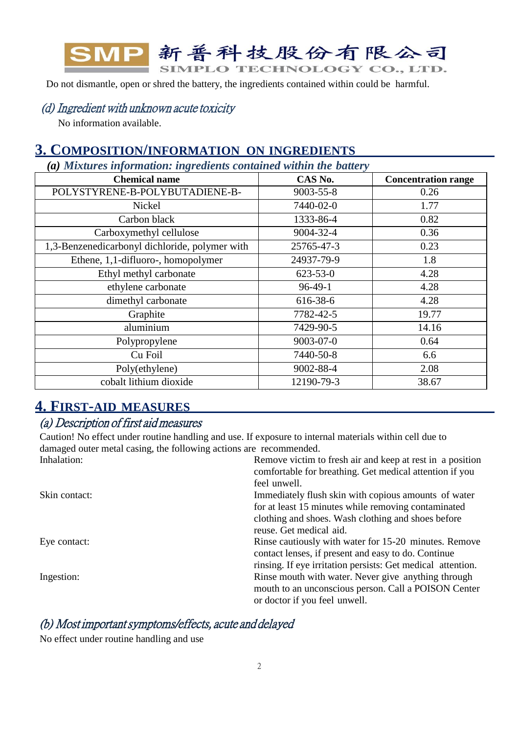Do not dismantle, open or shred the battery, the ingredients contained within could be harmful.

### *(d) Ingredient with unknown acute toxicity*

No information available.

## 3. COMPOSITION/INFORMATION ON INGREDIENTS

### *(a) Mixtures information: ingredients contained within the battery*

| Chemical name | CAS No. | Concentration range |
|---|---|---|
| POLYSTYRENE-B-POLYBUTADIENE-B- | 9003-55-8 | 0.26 |
| Nickel | 7440-02-0 | 1.77 |
| Carbon black | 1333-86-4 | 0.82 |
| Carboxymethyl cellulose | 9004-32-4 | 0.36 |
| 1,3-Benzenedicarbonyl dichloride, polymer with | 25765-47-3 | 0.23 |
| Ethene, 1,1-difluoro-, homopolymer | 24937-79-9 | 1.8 |
| Ethyl methyl carbonate | 623-53-0 | 4.28 |
| ethylene carbonate | 96-49-1 | 4.28 |
| dimethyl carbonate | 616-38-6 | 4.28 |
| Graphite | 7782-42-5 | 19.77 |
| aluminium | 7429-90-5 | 14.16 |
| Polypropylene | 9003-07-0 | 0.64 |
| Cu Foil | 7440-50-8 | 6.6 |
| Poly(ethylene) | 9002-88-4 | 2.08 |
| cobalt lithium dioxide | 12190-79-3 | 38.67 |

## 4. FIRST-AID MEASURES

### *(a) Description of first aid measures*

Caution! No effect under routine handling and use. If exposure to internal materials within cell due to damaged outer metal casing, the following actions are recommended.

Inhalation: Remove victim to fresh air and keep at rest in a position comfortable for breathing. Get medical attention if you feel unwell.

Skin contact: Immediately flush skin with copious amounts of water for at least 15 minutes while removing contaminated clothing and shoes. Wash clothing and shoes before reuse. Get medical aid.

Eye contact: Rinse cautiously with water for 15-20 minutes. Remove contact lenses, if present and easy to do. Continue rinsing. If eye irritation persists: Get medical attention.

Ingestion: Rinse mouth with water. Never give anything through mouth to an unconscious person. Call a POISON Center or doctor if you feel unwell.

### *(b) Most important symptoms/effects, acute and delayed*

No effect under routine handling and use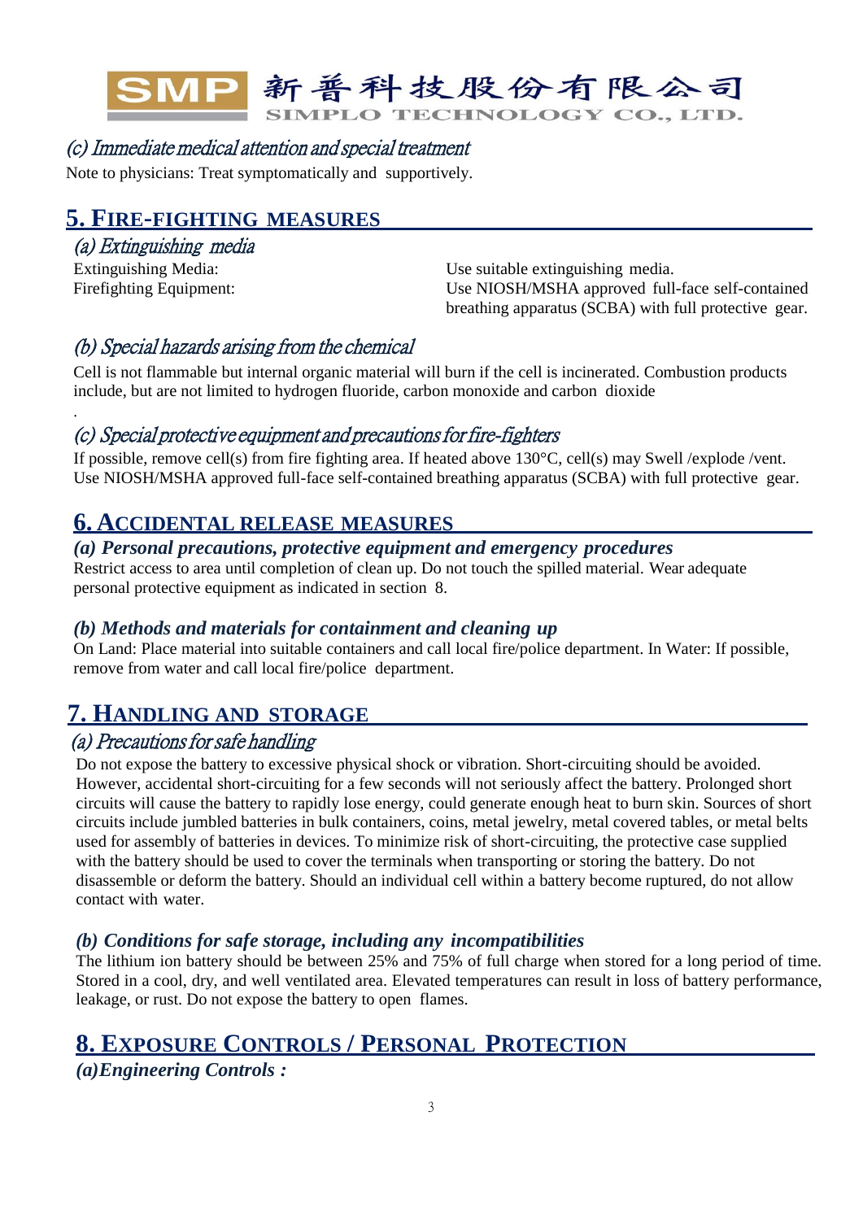### (c) Immediate medical attention and special treatment

Note to physicians: Treat symptomatically and supportively.

## 5. FIRE-FIGHTING MEASURES

### (a) Extinguishing media

| | |
|---|---|
| Extinguishing Media: | Use suitable extinguishing media. |
| Firefighting Equipment: | Use NIOSH/MSHA approved full-face self-contained breathing apparatus (SCBA) with full protective gear. |

### (b) Special hazards arising from the chemical

Cell is not flammable but internal organic material will burn if the cell is incinerated. Combustion products include, but are not limited to hydrogen fluoride, carbon monoxide and carbon dioxide

.

### (c) Special protective equipment and precautions for fire-fighters

If possible, remove cell(s) from fire fighting area. If heated above 130°C, cell(s) may Swell /explode /vent. Use NIOSH/MSHA approved full-face self-contained breathing apparatus (SCBA) with full protective gear.

## 6. ACCIDENTAL RELEASE MEASURES

### *(a) Personal precautions, protective equipment and emergency procedures*

Restrict access to area until completion of clean up. Do not touch the spilled material. Wear adequate personal protective equipment as indicated in section 8.

### *(b) Methods and materials for containment and cleaning up*

On Land: Place material into suitable containers and call local fire/police department. In Water: If possible, remove from water and call local fire/police department.

## 7. HANDLING AND STORAGE

### (a) Precautions for safe handling

Do not expose the battery to excessive physical shock or vibration. Short-circuiting should be avoided. However, accidental short-circuiting for a few seconds will not seriously affect the battery. Prolonged short circuits will cause the battery to rapidly lose energy, could generate enough heat to burn skin. Sources of short circuits include jumbled batteries in bulk containers, coins, metal jewelry, metal covered tables, or metal belts used for assembly of batteries in devices. To minimize risk of short-circuiting, the protective case supplied with the battery should be used to cover the terminals when transporting or storing the battery. Do not disassemble or deform the battery. Should an individual cell within a battery become ruptured, do not allow contact with water.

### *(b) Conditions for safe storage, including any incompatibilities*

The lithium ion battery should be between 25% and 75% of full charge when stored for a long period of time. Stored in a cool, dry, and well ventilated area. Elevated temperatures can result in loss of battery performance, leakage, or rust. Do not expose the battery to open flames.

## 8. EXPOSURE CONTROLS / PERSONAL PROTECTION

### *(a)Engineering Controls :*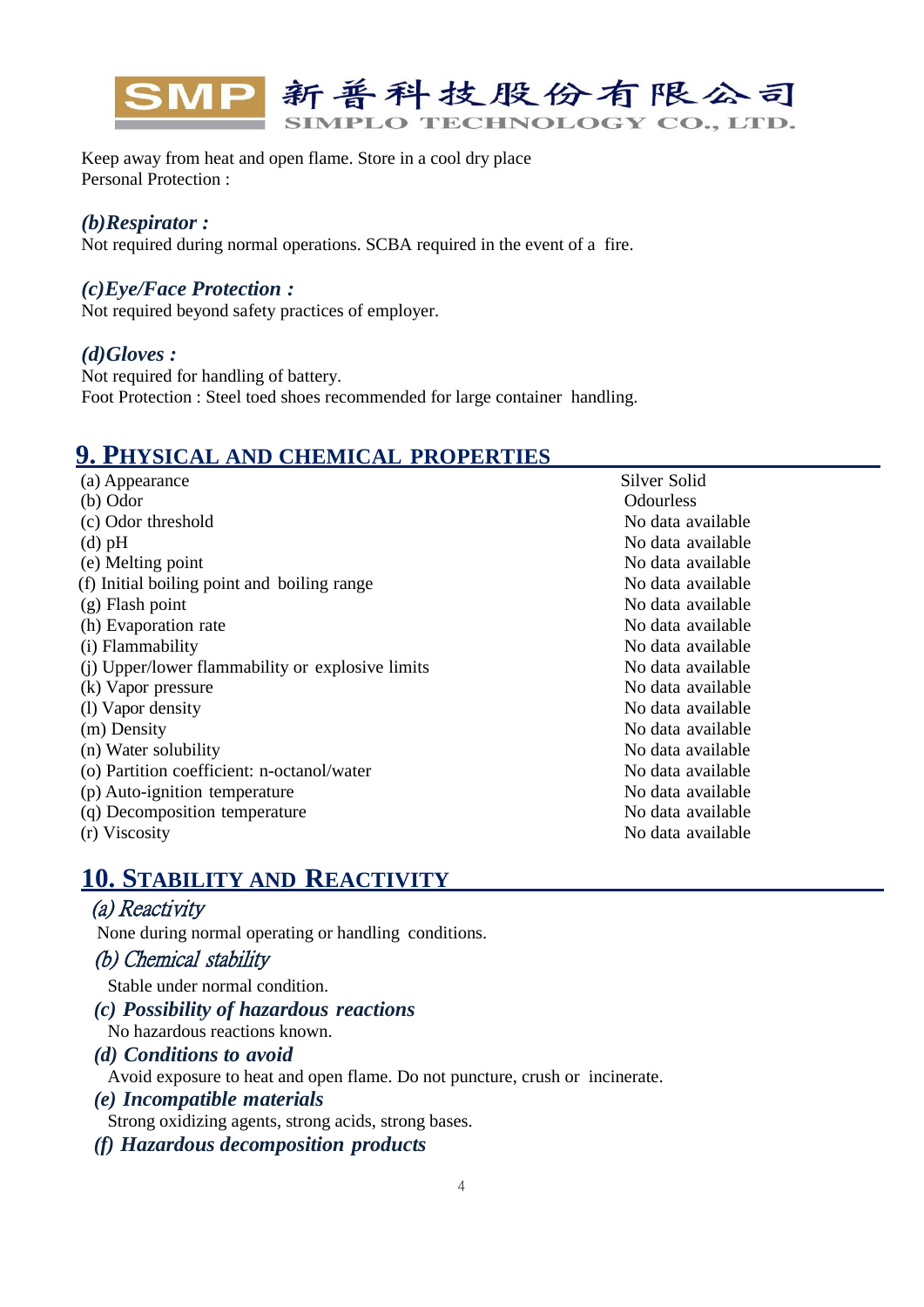Keep away from heat and open flame. Store in a cool dry place
Personal Protection :

***(b)Respirator :***

Not required during normal operations. SCBA required in the event of a fire.

***(c)Eye/Face Protection :***

Not required beyond safety practices of employer.

***(d)Gloves :***

Not required for handling of battery.
Foot Protection : Steel toed shoes recommended for large container handling.

## 9. PHYSICAL AND CHEMICAL PROPERTIES

| | |
|---|---|
| (a) Appearance | Silver Solid |
| (b) Odor | Odourless |
| (c) Odor threshold | No data available |
| (d) pH | No data available |
| (e) Melting point | No data available |
| (f) Initial boiling point and boiling range | No data available |
| (g) Flash point | No data available |
| (h) Evaporation rate | No data available |
| (i) Flammability | No data available |
| (j) Upper/lower flammability or explosive limits | No data available |
| (k) Vapor pressure | No data available |
| (l) Vapor density | No data available |
| (m) Density | No data available |
| (n) Water solubility | No data available |
| (o) Partition coefficient: n-octanol/water | No data available |
| (p) Auto-ignition temperature | No data available |
| (q) Decomposition temperature | No data available |
| (r) Viscosity | No data available |

## 10. STABILITY AND REACTIVITY

*(a) Reactivity*

None during normal operating or handling conditions.

*(b) Chemical stability*

Stable under normal condition.

***(c) Possibility of hazardous reactions***

No hazardous reactions known.

***(d) Conditions to avoid***

Avoid exposure to heat and open flame. Do not puncture, crush or incinerate.

***(e) Incompatible materials***

Strong oxidizing agents, strong acids, strong bases.

***(f) Hazardous decomposition products***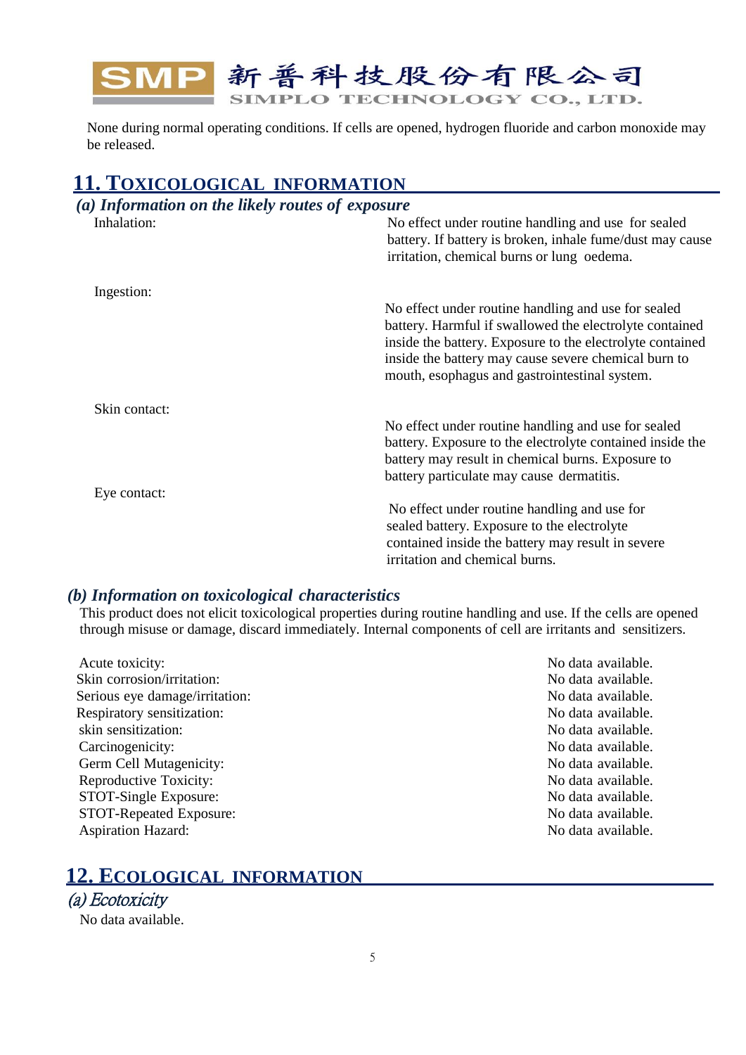None during normal operating conditions. If cells are opened, hydrogen fluoride and carbon monoxide may be released.

## 11. TOXICOLOGICAL INFORMATION

### *(a) Information on the likely routes of exposure*

| | |
|---|---|
| Inhalation: | No effect under routine handling and use for sealed battery. If battery is broken, inhale fume/dust may cause irritation, chemical burns or lung oedema. |
| Ingestion: | No effect under routine handling and use for sealed battery. Harmful if swallowed the electrolyte contained inside the battery. Exposure to the electrolyte contained inside the battery may cause severe chemical burn to mouth, esophagus and gastrointestinal system. |
| Skin contact: | No effect under routine handling and use for sealed battery. Exposure to the electrolyte contained inside the battery may result in chemical burns. Exposure to battery particulate may cause dermatitis. |
| Eye contact: | No effect under routine handling and use for sealed battery. Exposure to the electrolyte contained inside the battery may result in severe irritation and chemical burns. |

### *(b) Information on toxicological characteristics*

This product does not elicit toxicological properties during routine handling and use. If the cells are opened through misuse or damage, discard immediately. Internal components of cell are irritants and sensitizers.

| | |
|---|---|
| Acute toxicity: | No data available. |
| Skin corrosion/irritation: | No data available. |
| Serious eye damage/irritation: | No data available. |
| Respiratory sensitization: | No data available. |
| skin sensitization: | No data available. |
| Carcinogenicity: | No data available. |
| Germ Cell Mutagenicity: | No data available. |
| Reproductive Toxicity: | No data available. |
| STOT-Single Exposure: | No data available. |
| STOT-Repeated Exposure: | No data available. |
| Aspiration Hazard: | No data available. |

## 12. ECOLOGICAL INFORMATION

### *(a) Ecotoxicity*

No data available.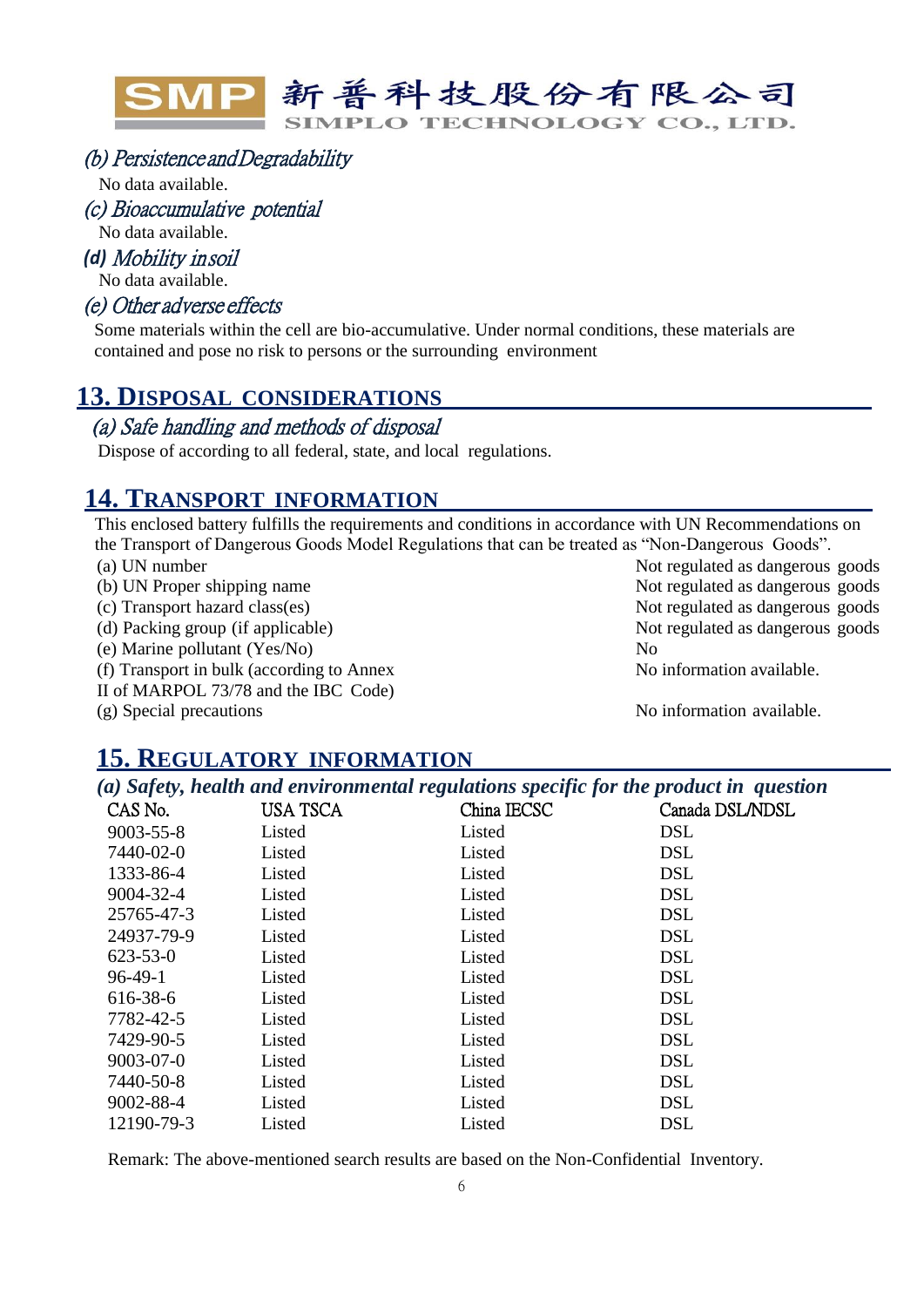### *(b) Persistence and Degradability*

No data available.

### *(c) Bioaccumulative potential*

No data available.

### *(d) Mobility in soil*

No data available.

### *(e) Other adverse effects*

Some materials within the cell are bio-accumulative. Under normal conditions, these materials are contained and pose no risk to persons or the surrounding environment

## 13. DISPOSAL CONSIDERATIONS

### *(a) Safe handling and methods of disposal*

Dispose of according to all federal, state, and local regulations.

## 14. TRANSPORT INFORMATION

This enclosed battery fulfills the requirements and conditions in accordance with UN Recommendations on the Transport of Dangerous Goods Model Regulations that can be treated as "Non-Dangerous Goods".

| | |
|---|---|
| (a) UN number | Not regulated as dangerous goods |
| (b) UN Proper shipping name | Not regulated as dangerous goods |
| (c) Transport hazard class(es) | Not regulated as dangerous goods |
| (d) Packing group (if applicable) | Not regulated as dangerous goods |
| (e) Marine pollutant (Yes/No) | No |
| (f) Transport in bulk (according to Annex II of MARPOL 73/78 and the IBC Code) | No information available. |
| (g) Special precautions | No information available. |

## 15. REGULATORY INFORMATION

### *(a) Safety, health and environmental regulations specific for the product in question*

| CAS No. | USA TSCA | China IECSC | Canada DSL/NDSL |
|---|---|---|---|
| 9003-55-8 | Listed | Listed | DSL |
| 7440-02-0 | Listed | Listed | DSL |
| 1333-86-4 | Listed | Listed | DSL |
| 9004-32-4 | Listed | Listed | DSL |
| 25765-47-3 | Listed | Listed | DSL |
| 24937-79-9 | Listed | Listed | DSL |
| 623-53-0 | Listed | Listed | DSL |
| 96-49-1 | Listed | Listed | DSL |
| 616-38-6 | Listed | Listed | DSL |
| 7782-42-5 | Listed | Listed | DSL |
| 7429-90-5 | Listed | Listed | DSL |
| 9003-07-0 | Listed | Listed | DSL |
| 7440-50-8 | Listed | Listed | DSL |
| 9002-88-4 | Listed | Listed | DSL |
| 12190-79-3 | Listed | Listed | DSL |

Remark: The above-mentioned search results are based on the Non-Confidential Inventory.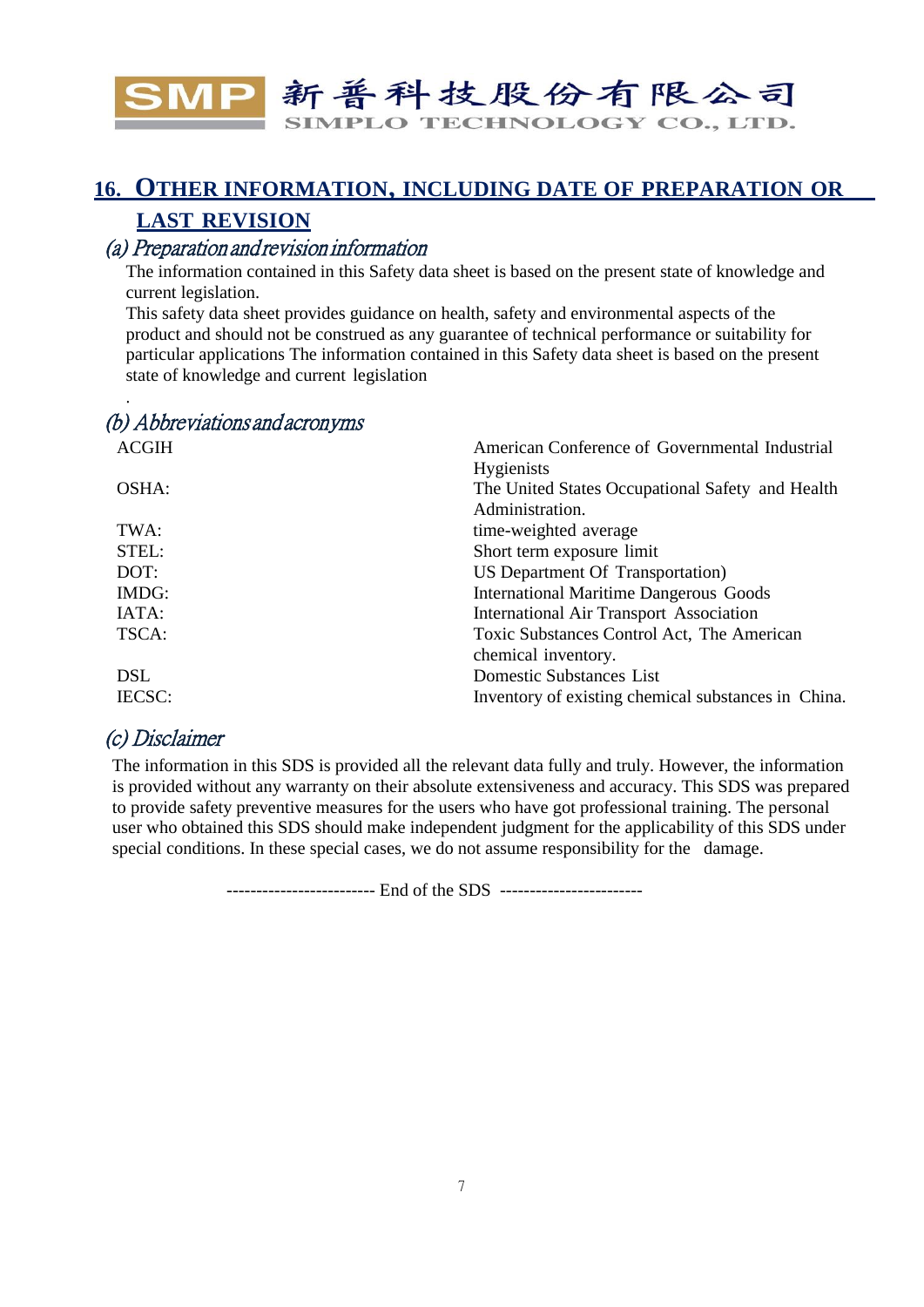## 16. OTHER INFORMATION, INCLUDING DATE OF PREPARATION OR LAST REVISION

### *(a) Preparation and revision information*

The information contained in this Safety data sheet is based on the present state of knowledge and current legislation.

This safety data sheet provides guidance on health, safety and environmental aspects of the product and should not be construed as any guarantee of technical performance or suitability for particular applications The information contained in this Safety data sheet is based on the present state of knowledge and current legislation

.

### *(b) Abbreviations and acronyms*

| | |
|---|---|
| ACGIH | American Conference of Governmental Industrial Hygienists |
| OSHA: | The United States Occupational Safety and Health Administration. |
| TWA: | time-weighted average |
| STEL: | Short term exposure limit |
| DOT: | US Department Of Transportation) |
| IMDG: | International Maritime Dangerous Goods |
| IATA: | International Air Transport Association |
| TSCA: | Toxic Substances Control Act, The American chemical inventory. |
| DSL | Domestic Substances List |
| IECSC: | Inventory of existing chemical substances in China. |

### *(c) Disclaimer*

The information in this SDS is provided all the relevant data fully and truly. However, the information is provided without any warranty on their absolute extensiveness and accuracy. This SDS was prepared to provide safety preventive measures for the users who have got professional training. The personal user who obtained this SDS should make independent judgment for the applicability of this SDS under special conditions. In these special cases, we do not assume responsibility for the damage.

------------------------ End of the SDS -----------------------